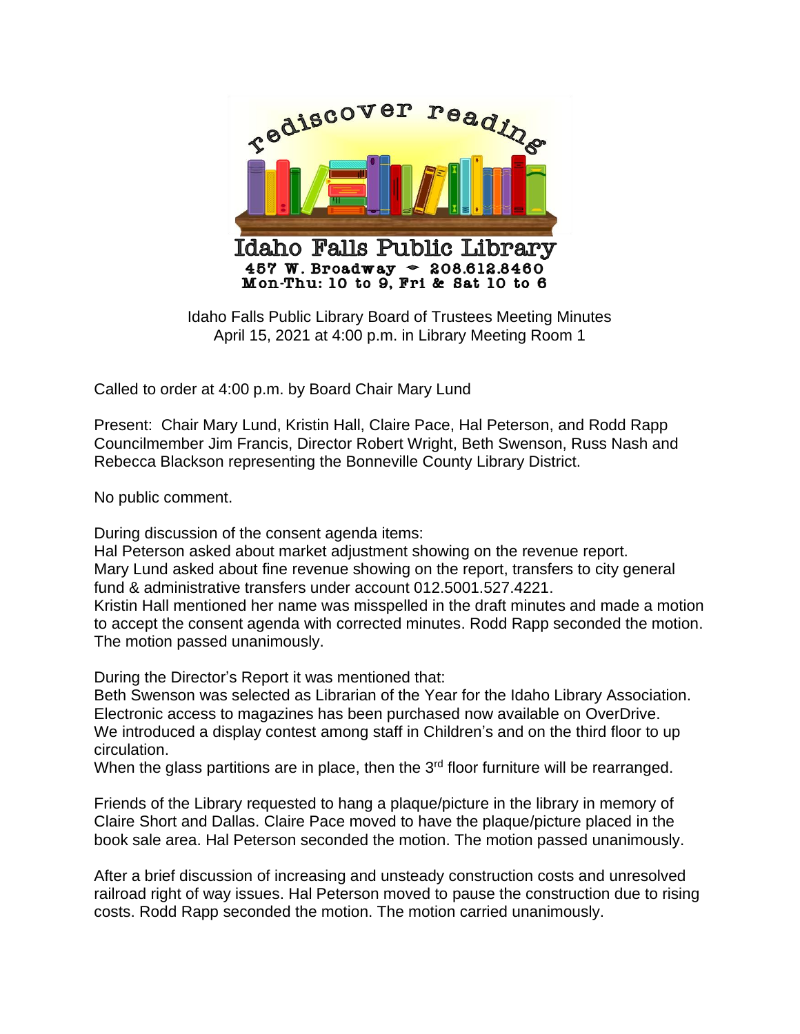rediscover reading

# Idaho Falls Public Library

**457 W. Broadway ~ 208.612.8460**
**Mon-Thu: 10 to 9, Fri & Sat 10 to 6**

Idaho Falls Public Library Board of Trustees Meeting Minutes
April 15, 2021 at 4:00 p.m. in Library Meeting Room 1

Called to order at 4:00 p.m. by Board Chair Mary Lund

Present: Chair Mary Lund, Kristin Hall, Claire Pace, Hal Peterson, and Rodd Rapp Councilmember Jim Francis, Director Robert Wright, Beth Swenson, Russ Nash and Rebecca Blackson representing the Bonneville County Library District.

No public comment.

During discussion of the consent agenda items:
Hal Peterson asked about market adjustment showing on the revenue report.
Mary Lund asked about fine revenue showing on the report, transfers to city general fund & administrative transfers under account 012.5001.527.4221.
Kristin Hall mentioned her name was misspelled in the draft minutes and made a motion to accept the consent agenda with corrected minutes. Rodd Rapp seconded the motion. The motion passed unanimously.

During the Director's Report it was mentioned that:
Beth Swenson was selected as Librarian of the Year for the Idaho Library Association.
Electronic access to magazines has been purchased now available on OverDrive.
We introduced a display contest among staff in Children's and on the third floor to up circulation.
When the glass partitions are in place, then the 3rd floor furniture will be rearranged.

Friends of the Library requested to hang a plaque/picture in the library in memory of Claire Short and Dallas. Claire Pace moved to have the plaque/picture placed in the book sale area. Hal Peterson seconded the motion. The motion passed unanimously.

After a brief discussion of increasing and unsteady construction costs and unresolved railroad right of way issues. Hal Peterson moved to pause the construction due to rising costs. Rodd Rapp seconded the motion. The motion carried unanimously.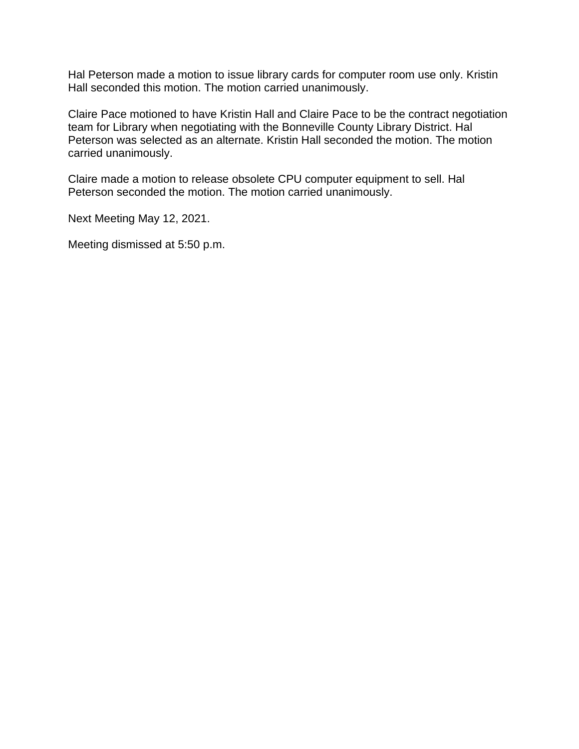Hal Peterson made a motion to issue library cards for computer room use only. Kristin Hall seconded this motion. The motion carried unanimously.

Claire Pace motioned to have Kristin Hall and Claire Pace to be the contract negotiation team for Library when negotiating with the Bonneville County Library District. Hal Peterson was selected as an alternate. Kristin Hall seconded the motion. The motion carried unanimously.

Claire made a motion to release obsolete CPU computer equipment to sell. Hal Peterson seconded the motion. The motion carried unanimously.

Next Meeting May 12, 2021.

Meeting dismissed at 5:50 p.m.